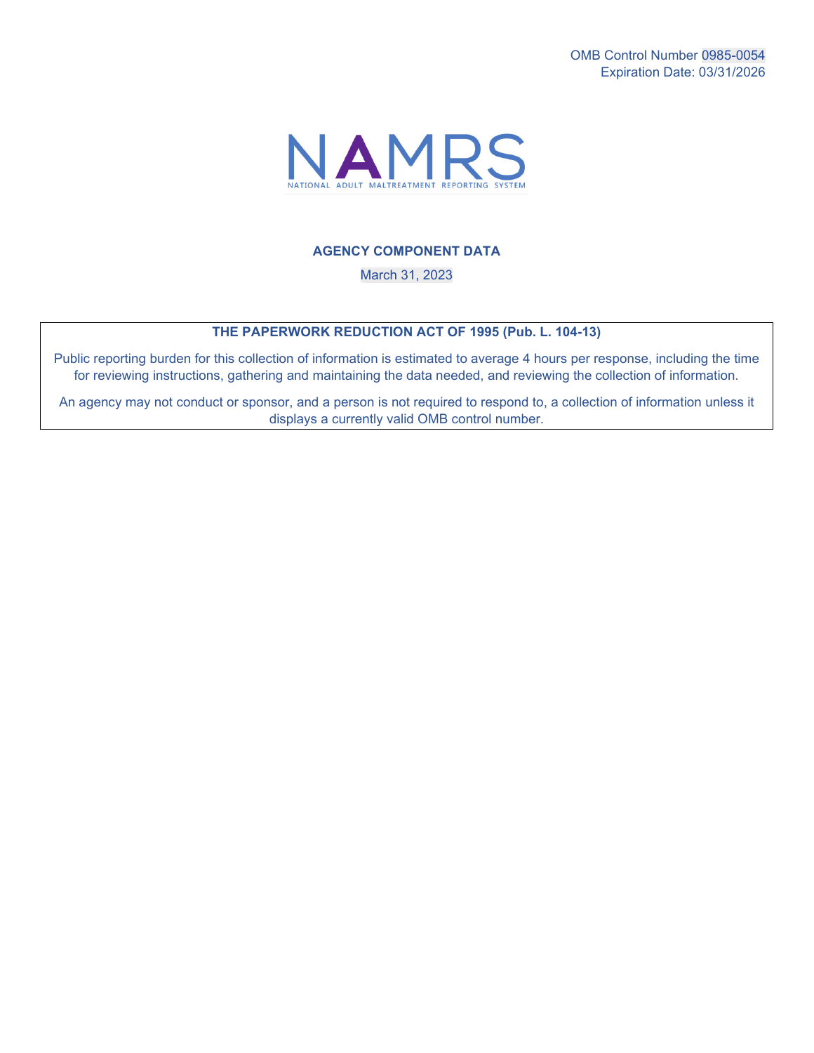OMB Control Number 0985-0054
Expiration Date: 03/31/2026

# NAMRS

NATIONAL ADULT MALTREATMENT REPORTING SYSTEM

## AGENCY COMPONENT DATA

March 31, 2023

**THE PAPERWORK REDUCTION ACT OF 1995 (Pub. L. 104-13)**

Public reporting burden for this collection of information is estimated to average 4 hours per response, including the time for reviewing instructions, gathering and maintaining the data needed, and reviewing the collection of information.

An agency may not conduct or sponsor, and a person is not required to respond to, a collection of information unless it displays a currently valid OMB control number.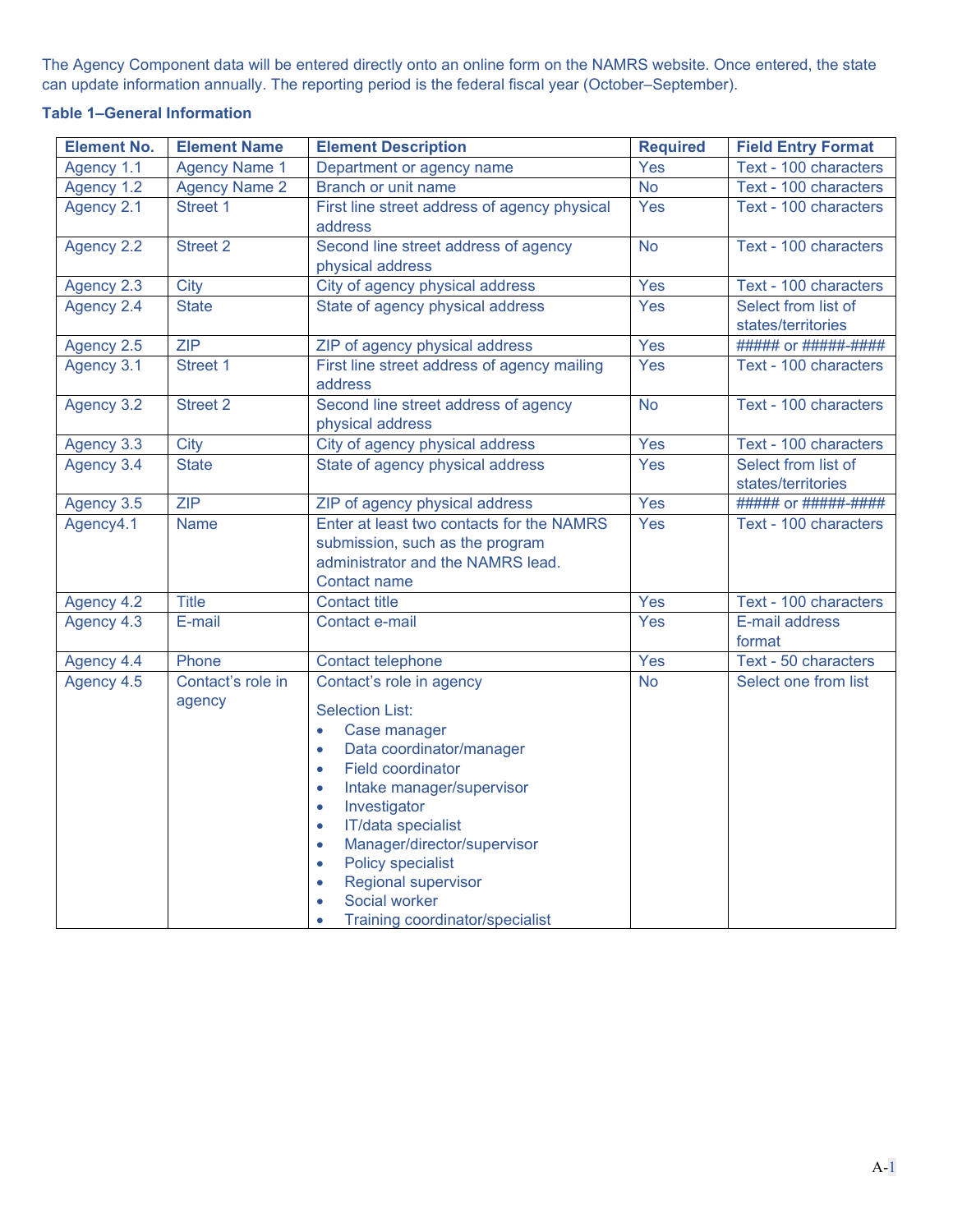The Agency Component data will be entered directly onto an online form on the NAMRS website. Once entered, the state can update information annually. The reporting period is the federal fiscal year (October–September).

**Table 1–General Information**

| Element No. | Element Name | Element Description | Required | Field Entry Format |
|---|---|---|---|---|
| Agency 1.1 | Agency Name 1 | Department or agency name | Yes | Text - 100 characters |
| Agency 1.2 | Agency Name 2 | Branch or unit name | No | Text - 100 characters |
| Agency 2.1 | Street 1 | First line street address of agency physical address | Yes | Text - 100 characters |
| Agency 2.2 | Street 2 | Second line street address of agency physical address | No | Text - 100 characters |
| Agency 2.3 | City | City of agency physical address | Yes | Text - 100 characters |
| Agency 2.4 | State | State of agency physical address | Yes | Select from list of states/territories |
| Agency 2.5 | ZIP | ZIP of agency physical address | Yes | ##### or #####-#### |
| Agency 3.1 | Street 1 | First line street address of agency mailing address | Yes | Text - 100 characters |
| Agency 3.2 | Street 2 | Second line street address of agency physical address | No | Text - 100 characters |
| Agency 3.3 | City | City of agency physical address | Yes | Text - 100 characters |
| Agency 3.4 | State | State of agency physical address | Yes | Select from list of states/territories |
| Agency 3.5 | ZIP | ZIP of agency physical address | Yes | ##### or #####-#### |
| Agency4.1 | Name | Enter at least two contacts for the NAMRS submission, such as the program administrator and the NAMRS lead. Contact name | Yes | Text - 100 characters |
| Agency 4.2 | Title | Contact title | Yes | Text - 100 characters |
| Agency 4.3 | E-mail | Contact e-mail | Yes | E-mail address format |
| Agency 4.4 | Phone | Contact telephone | Yes | Text - 50 characters |
| Agency 4.5 | Contact's role in agency | Contact's role in agency<br><br>Selection List:<br>• Case manager<br>• Data coordinator/manager<br>• Field coordinator<br>• Intake manager/supervisor<br>• Investigator<br>• IT/data specialist<br>• Manager/director/supervisor<br>• Policy specialist<br>• Regional supervisor<br>• Social worker<br>• Training coordinator/specialist | No | Select one from list |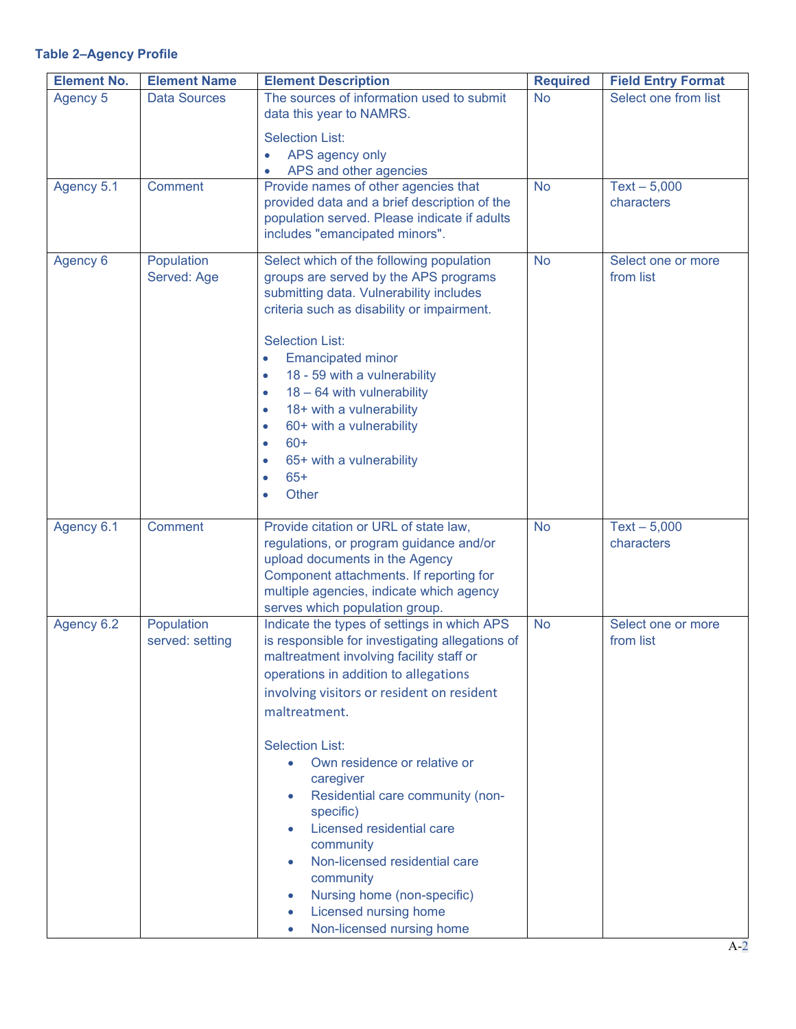**Table 2–Agency Profile**

| Element No. | Element Name | Element Description | Required | Field Entry Format |
|---|---|---|---|---|
| Agency 5 | Data Sources | The sources of information used to submit data this year to NAMRS.<br><br>Selection List:<br>• APS agency only<br>• APS and other agencies | No | Select one from list |
| Agency 5.1 | Comment | Provide names of other agencies that provided data and a brief description of the population served. Please indicate if adults includes "emancipated minors". | No | Text – 5,000 characters |
| Agency 6 | Population Served: Age | Select which of the following population groups are served by the APS programs submitting data. Vulnerability includes criteria such as disability or impairment.<br><br>Selection List:<br>• Emancipated minor<br>• 18 - 59 with a vulnerability<br>• 18 – 64 with vulnerability<br>• 18+ with a vulnerability<br>• 60+ with a vulnerability<br>• 60+<br>• 65+ with a vulnerability<br>• 65+<br>• Other | No | Select one or more from list |
| Agency 6.1 | Comment | Provide citation or URL of state law, regulations, or program guidance and/or upload documents in the Agency Component attachments. If reporting for multiple agencies, indicate which agency serves which population group. | No | Text – 5,000 characters |
| Agency 6.2 | Population served: setting | Indicate the types of settings in which APS is responsible for investigating allegations of maltreatment involving facility staff or operations in addition to allegations involving visitors or resident on resident maltreatment.<br><br>Selection List:<br>• Own residence or relative or caregiver<br>• Residential care community (non-specific)<br>• Licensed residential care community<br>• Non-licensed residential care community<br>• Nursing home (non-specific)<br>• Licensed nursing home<br>• Non-licensed nursing home | No | Select one or more from list |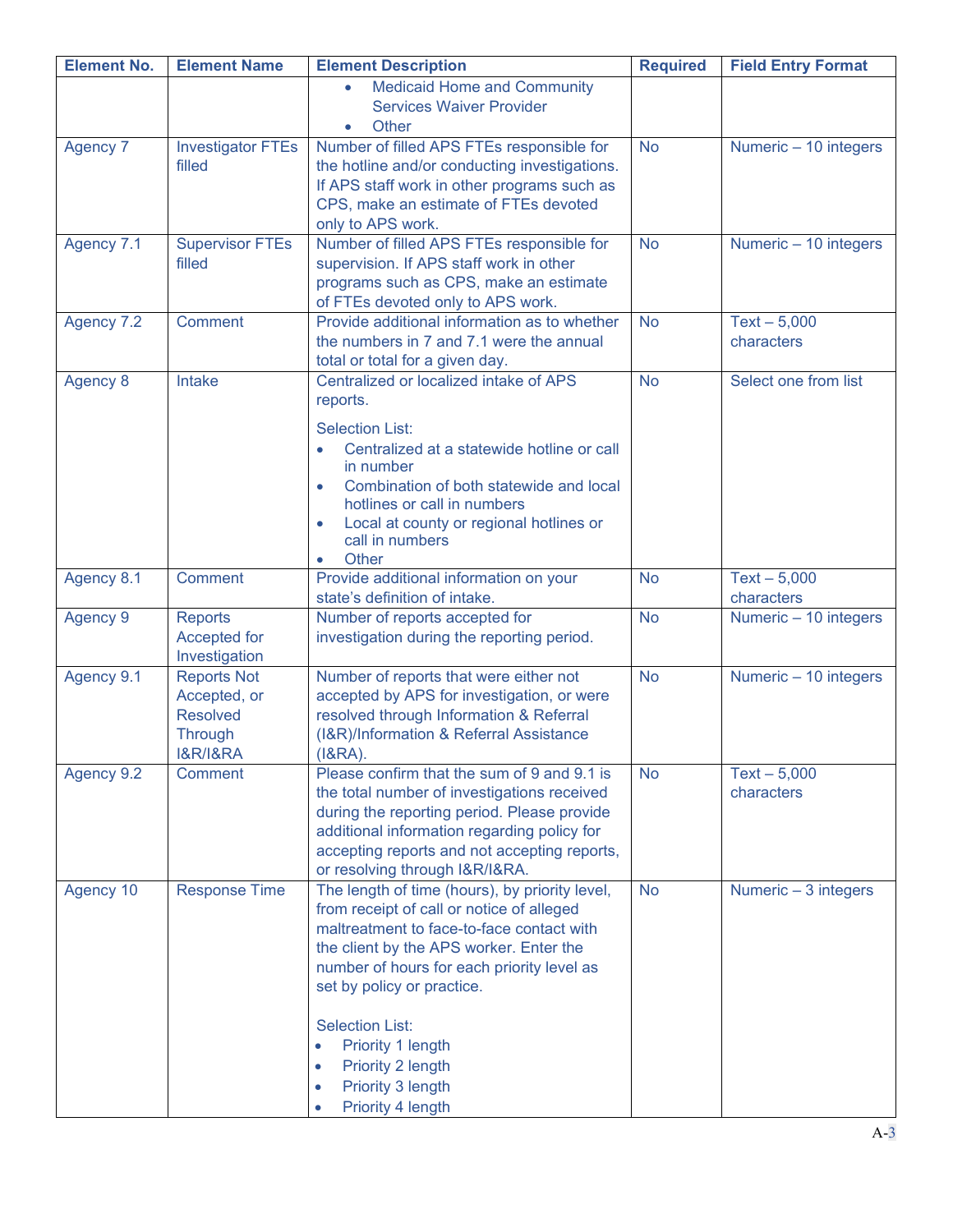| Element No. | Element Name | Element Description | Required | Field Entry Format |
|---|---|---|---|---|
| | | • Medicaid Home and Community Services Waiver Provider<br>• Other | | |
| Agency 7 | Investigator FTEs filled | Number of filled APS FTEs responsible for the hotline and/or conducting investigations. If APS staff work in other programs such as CPS, make an estimate of FTEs devoted only to APS work. | No | Numeric – 10 integers |
| Agency 7.1 | Supervisor FTEs filled | Number of filled APS FTEs responsible for supervision. If APS staff work in other programs such as CPS, make an estimate of FTEs devoted only to APS work. | No | Numeric – 10 integers |
| Agency 7.2 | Comment | Provide additional information as to whether the numbers in 7 and 7.1 were the annual total or total for a given day. | No | Text – 5,000 characters |
| Agency 8 | Intake | Centralized or localized intake of APS reports.<br><br>Selection List:<br>• Centralized at a statewide hotline or call in number<br>• Combination of both statewide and local hotlines or call in numbers<br>• Local at county or regional hotlines or call in numbers<br>• Other | No | Select one from list |
| Agency 8.1 | Comment | Provide additional information on your state's definition of intake. | No | Text – 5,000 characters |
| Agency 9 | Reports Accepted for Investigation | Number of reports accepted for investigation during the reporting period. | No | Numeric – 10 integers |
| Agency 9.1 | Reports Not Accepted, or Resolved Through I&R/I&RA | Number of reports that were either not accepted by APS for investigation, or were resolved through Information & Referral (I&R)/Information & Referral Assistance (I&RA). | No | Numeric – 10 integers |
| Agency 9.2 | Comment | Please confirm that the sum of 9 and 9.1 is the total number of investigations received during the reporting period. Please provide additional information regarding policy for accepting reports and not accepting reports, or resolving through I&R/I&RA. | No | Text – 5,000 characters |
| Agency 10 | Response Time | The length of time (hours), by priority level, from receipt of call or notice of alleged maltreatment to face-to-face contact with the client by the APS worker. Enter the number of hours for each priority level as set by policy or practice.<br><br>Selection List:<br>• Priority 1 length<br>• Priority 2 length<br>• Priority 3 length<br>• Priority 4 length | No | Numeric – 3 integers |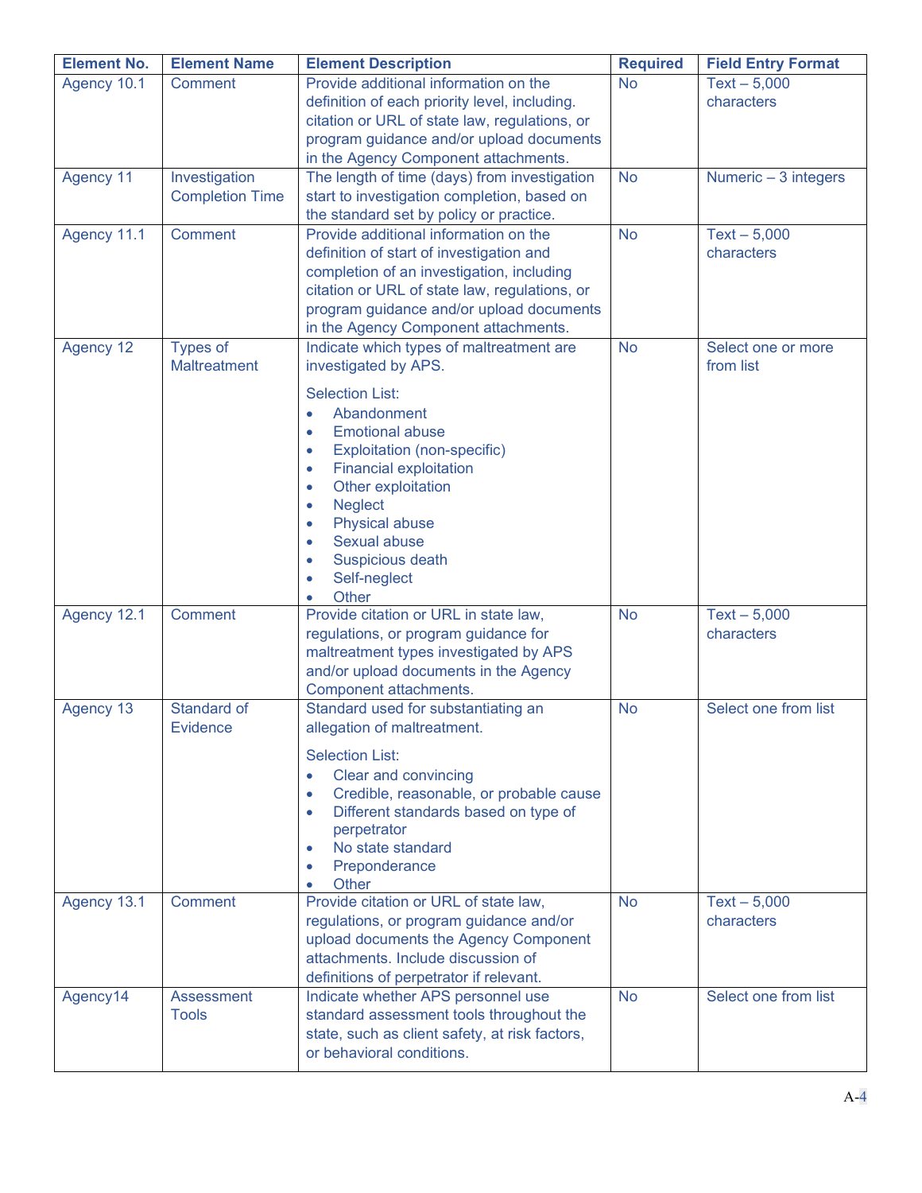| Element No. | Element Name | Element Description | Required | Field Entry Format |
| --- | --- | --- | --- | --- |
| Agency 10.1 | Comment | Provide additional information on the definition of each priority level, including. citation or URL of state law, regulations, or program guidance and/or upload documents in the Agency Component attachments. | No | Text – 5,000 characters |
| Agency 11 | Investigation Completion Time | The length of time (days) from investigation start to investigation completion, based on the standard set by policy or practice. | No | Numeric – 3 integers |
| Agency 11.1 | Comment | Provide additional information on the definition of start of investigation and completion of an investigation, including citation or URL of state law, regulations, or program guidance and/or upload documents in the Agency Component attachments. | No | Text – 5,000 characters |
| Agency 12 | Types of Maltreatment | Indicate which types of maltreatment are investigated by APS.<br><br>Selection List:<br>• Abandonment<br>• Emotional abuse<br>• Exploitation (non-specific)<br>• Financial exploitation<br>• Other exploitation<br>• Neglect<br>• Physical abuse<br>• Sexual abuse<br>• Suspicious death<br>• Self-neglect<br>• Other | No | Select one or more from list |
| Agency 12.1 | Comment | Provide citation or URL in state law, regulations, or program guidance for maltreatment types investigated by APS and/or upload documents in the Agency Component attachments. | No | Text – 5,000 characters |
| Agency 13 | Standard of Evidence | Standard used for substantiating an allegation of maltreatment.<br><br>Selection List:<br>• Clear and convincing<br>• Credible, reasonable, or probable cause<br>• Different standards based on type of perpetrator<br>• No state standard<br>• Preponderance<br>• Other | No | Select one from list |
| Agency 13.1 | Comment | Provide citation or URL of state law, regulations, or program guidance and/or upload documents the Agency Component attachments. Include discussion of definitions of perpetrator if relevant. | No | Text – 5,000 characters |
| Agency14 | Assessment Tools | Indicate whether APS personnel use standard assessment tools throughout the state, such as client safety, at risk factors, or behavioral conditions. | No | Select one from list |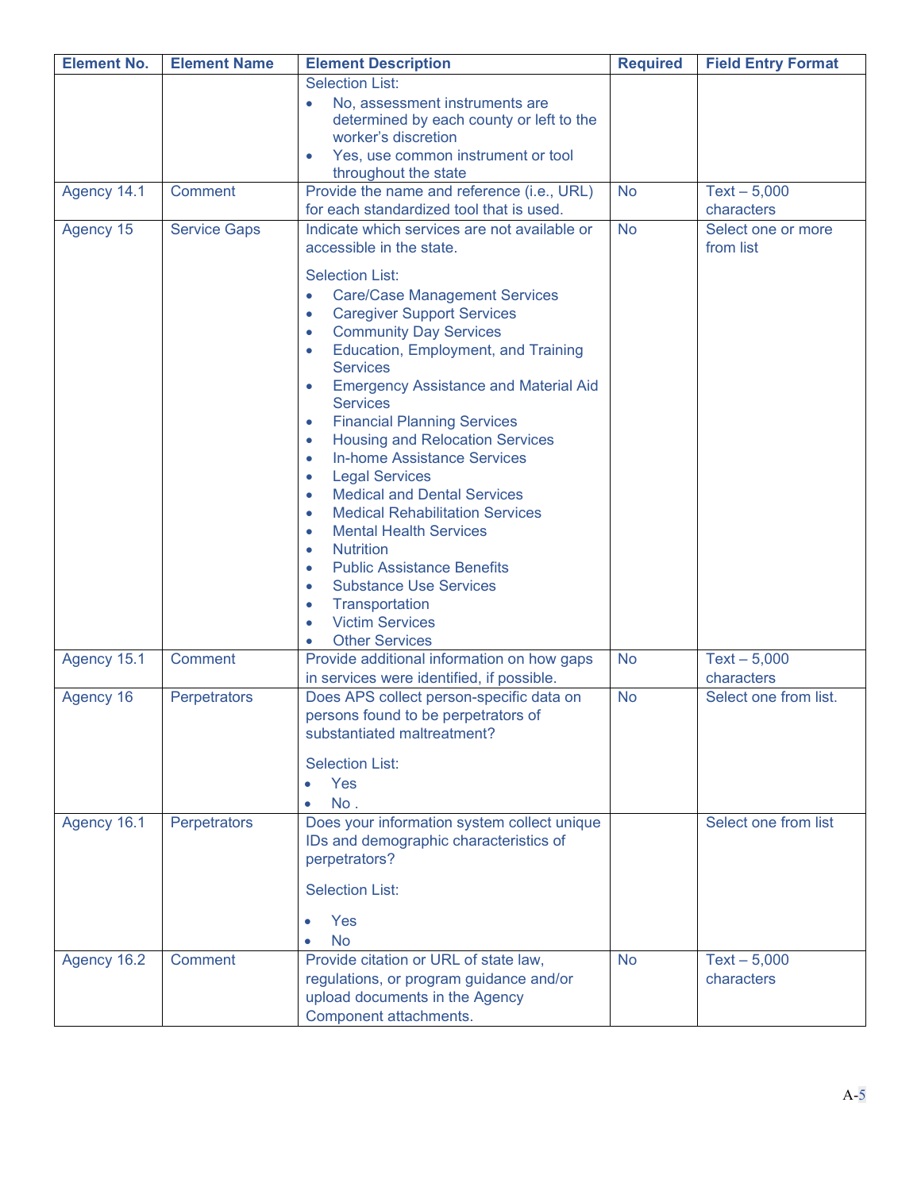| Element No. | Element Name | Element Description | Required | Field Entry Format |
|---|---|---|---|---|
| | | Selection List:<br>• No, assessment instruments are determined by each county or left to the worker's discretion<br>• Yes, use common instrument or tool throughout the state | | |
| Agency 14.1 | Comment | Provide the name and reference (i.e., URL) for each standardized tool that is used. | No | Text – 5,000 characters |
| Agency 15 | Service Gaps | Indicate which services are not available or accessible in the state.<br><br>Selection List:<br>• Care/Case Management Services<br>• Caregiver Support Services<br>• Community Day Services<br>• Education, Employment, and Training Services<br>• Emergency Assistance and Material Aid Services<br>• Financial Planning Services<br>• Housing and Relocation Services<br>• In-home Assistance Services<br>• Legal Services<br>• Medical and Dental Services<br>• Medical Rehabilitation Services<br>• Mental Health Services<br>• Nutrition<br>• Public Assistance Benefits<br>• Substance Use Services<br>• Transportation<br>• Victim Services<br>• Other Services | No | Select one or more from list |
| Agency 15.1 | Comment | Provide additional information on how gaps in services were identified, if possible. | No | Text – 5,000 characters |
| Agency 16 | Perpetrators | Does APS collect person-specific data on persons found to be perpetrators of substantiated maltreatment?<br><br>Selection List:<br>• Yes<br>• No . | No | Select one from list. |
| Agency 16.1 | Perpetrators | Does your information system collect unique IDs and demographic characteristics of perpetrators?<br><br>Selection List:<br>• Yes<br>• No | | Select one from list |
| Agency 16.2 | Comment | Provide citation or URL of state law, regulations, or program guidance and/or upload documents in the Agency Component attachments. | No | Text – 5,000 characters |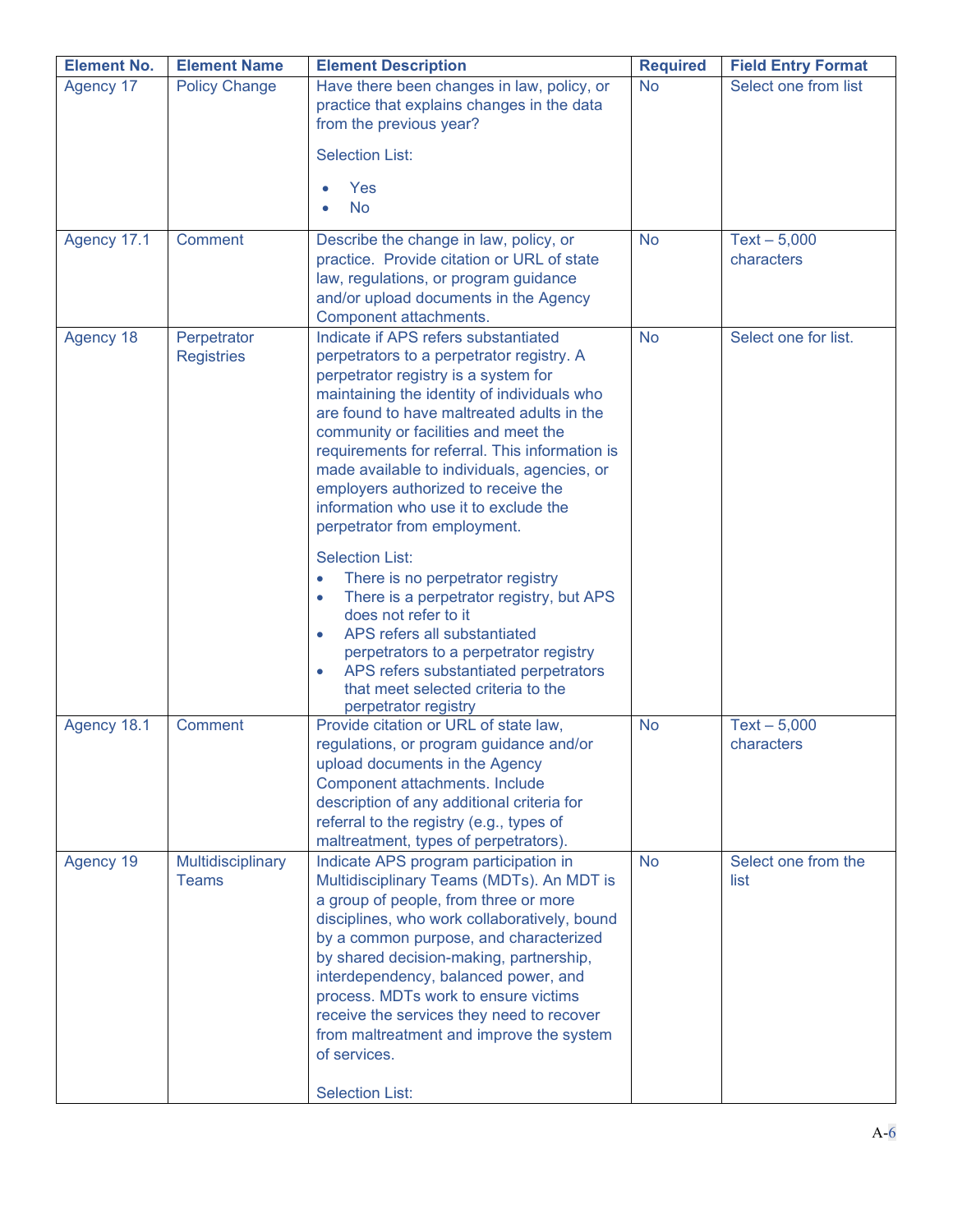| Element No. | Element Name | Element Description | Required | Field Entry Format |
|---|---|---|---|---|
| Agency 17 | Policy Change | Have there been changes in law, policy, or practice that explains changes in the data from the previous year?<br><br>Selection List:<br><br>• Yes<br>• No | No | Select one from list |
| Agency 17.1 | Comment | Describe the change in law, policy, or practice. Provide citation or URL of state law, regulations, or program guidance and/or upload documents in the Agency Component attachments. | No | Text – 5,000 characters |
| Agency 18 | Perpetrator Registries | Indicate if APS refers substantiated perpetrators to a perpetrator registry. A perpetrator registry is a system for maintaining the identity of individuals who are found to have maltreated adults in the community or facilities and meet the requirements for referral. This information is made available to individuals, agencies, or employers authorized to receive the information who use it to exclude the perpetrator from employment.<br><br>Selection List:<br>• There is no perpetrator registry<br>• There is a perpetrator registry, but APS does not refer to it<br>• APS refers all substantiated perpetrators to a perpetrator registry<br>• APS refers substantiated perpetrators that meet selected criteria to the perpetrator registry | No | Select one for list. |
| Agency 18.1 | Comment | Provide citation or URL of state law, regulations, or program guidance and/or upload documents in the Agency Component attachments. Include description of any additional criteria for referral to the registry (e.g., types of maltreatment, types of perpetrators). | No | Text – 5,000 characters |
| Agency 19 | Multidisciplinary Teams | Indicate APS program participation in Multidisciplinary Teams (MDTs). An MDT is a group of people, from three or more disciplines, who work collaboratively, bound by a common purpose, and characterized by shared decision-making, partnership, interdependency, balanced power, and process. MDTs work to ensure victims receive the services they need to recover from maltreatment and improve the system of services.<br><br>Selection List: | No | Select one from the list |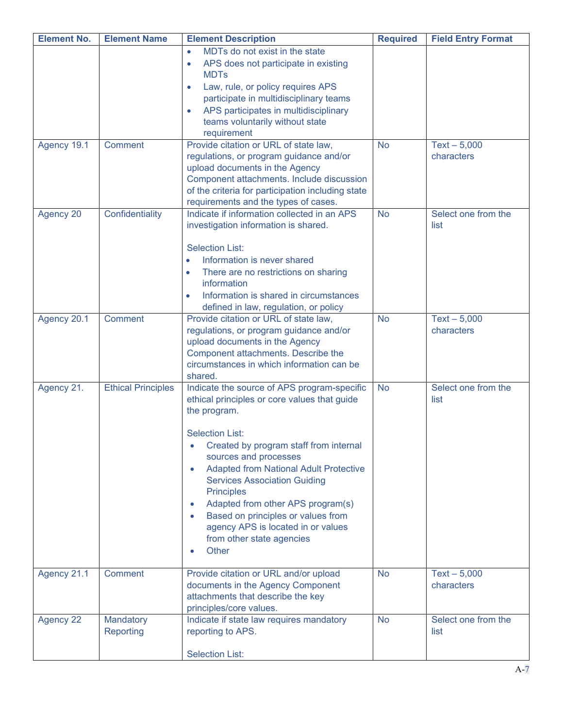| Element No. | Element Name | Element Description | Required | Field Entry Format |
|---|---|---|---|---|
| | | • MDTs do not exist in the state<br>• APS does not participate in existing MDTs<br>• Law, rule, or policy requires APS participate in multidisciplinary teams<br>• APS participates in multidisciplinary teams voluntarily without state requirement | | |
| Agency 19.1 | Comment | Provide citation or URL of state law, regulations, or program guidance and/or upload documents in the Agency Component attachments. Include discussion of the criteria for participation including state requirements and the types of cases. | No | Text – 5,000 characters |
| Agency 20 | Confidentiality | Indicate if information collected in an APS investigation information is shared.<br><br>Selection List:<br>• Information is never shared<br>• There are no restrictions on sharing information<br>• Information is shared in circumstances defined in law, regulation, or policy | No | Select one from the list |
| Agency 20.1 | Comment | Provide citation or URL of state law, regulations, or program guidance and/or upload documents in the Agency Component attachments. Describe the circumstances in which information can be shared. | No | Text – 5,000 characters |
| Agency 21. | Ethical Principles | Indicate the source of APS program-specific ethical principles or core values that guide the program.<br><br>Selection List:<br>• Created by program staff from internal sources and processes<br>• Adapted from National Adult Protective Services Association Guiding Principles<br>• Adapted from other APS program(s)<br>• Based on principles or values from agency APS is located in or values from other state agencies<br>• Other | No | Select one from the list |
| Agency 21.1 | Comment | Provide citation or URL and/or upload documents in the Agency Component attachments that describe the key principles/core values. | No | Text – 5,000 characters |
| Agency 22 | Mandatory Reporting | Indicate if state law requires mandatory reporting to APS.<br><br>Selection List: | No | Select one from the list |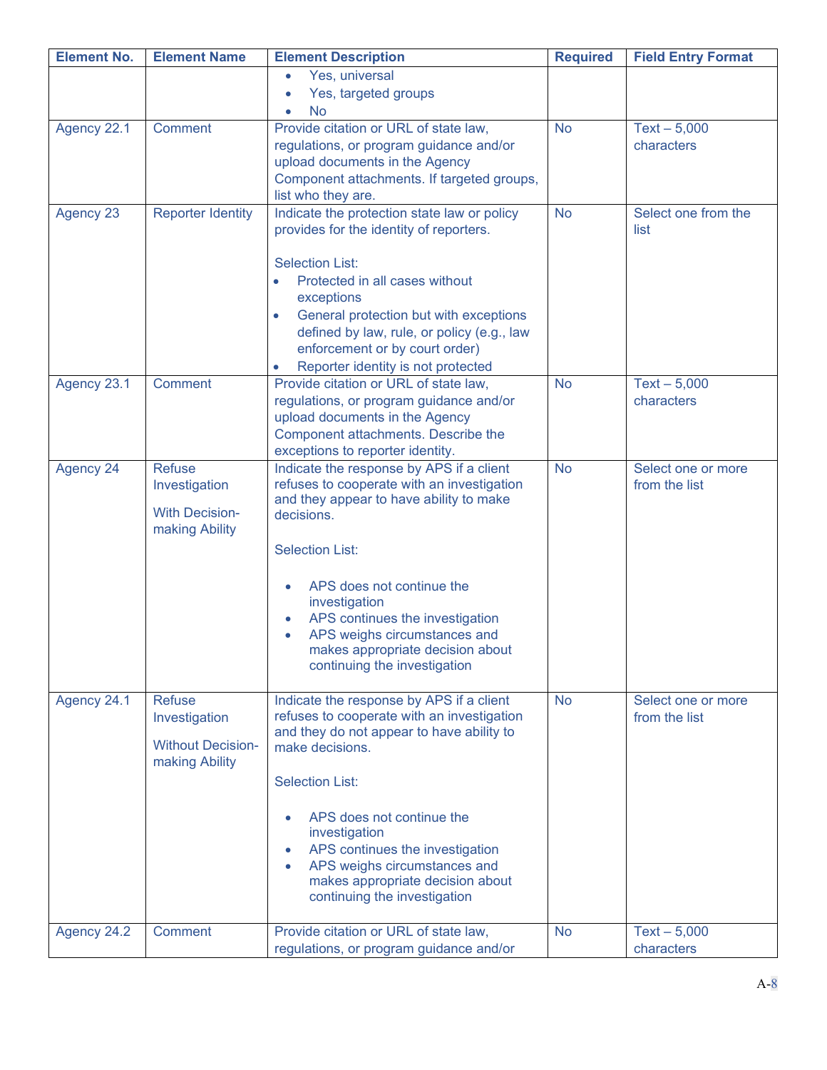| Element No. | Element Name | Element Description | Required | Field Entry Format |
|---|---|---|---|---|
| | | • Yes, universal<br>• Yes, targeted groups<br>• No | | |
| Agency 22.1 | Comment | Provide citation or URL of state law, regulations, or program guidance and/or upload documents in the Agency Component attachments. If targeted groups, list who they are. | No | Text – 5,000 characters |
| Agency 23 | Reporter Identity | Indicate the protection state law or policy provides for the identity of reporters.<br><br>Selection List:<br>• Protected in all cases without exceptions<br>• General protection but with exceptions defined by law, rule, or policy (e.g., law enforcement or by court order)<br>• Reporter identity is not protected | No | Select one from the list |
| Agency 23.1 | Comment | Provide citation or URL of state law, regulations, or program guidance and/or upload documents in the Agency Component attachments. Describe the exceptions to reporter identity. | No | Text – 5,000 characters |
| Agency 24 | Refuse Investigation<br><br>With Decision-making Ability | Indicate the response by APS if a client refuses to cooperate with an investigation and they appear to have ability to make decisions.<br><br>Selection List:<br><br>• APS does not continue the investigation<br>• APS continues the investigation<br>• APS weighs circumstances and makes appropriate decision about continuing the investigation | No | Select one or more from the list |
| Agency 24.1 | Refuse Investigation<br><br>Without Decision-making Ability | Indicate the response by APS if a client refuses to cooperate with an investigation and they do not appear to have ability to make decisions.<br><br>Selection List:<br><br>• APS does not continue the investigation<br>• APS continues the investigation<br>• APS weighs circumstances and makes appropriate decision about continuing the investigation | No | Select one or more from the list |
| Agency 24.2 | Comment | Provide citation or URL of state law, regulations, or program guidance and/or | No | Text – 5,000 characters |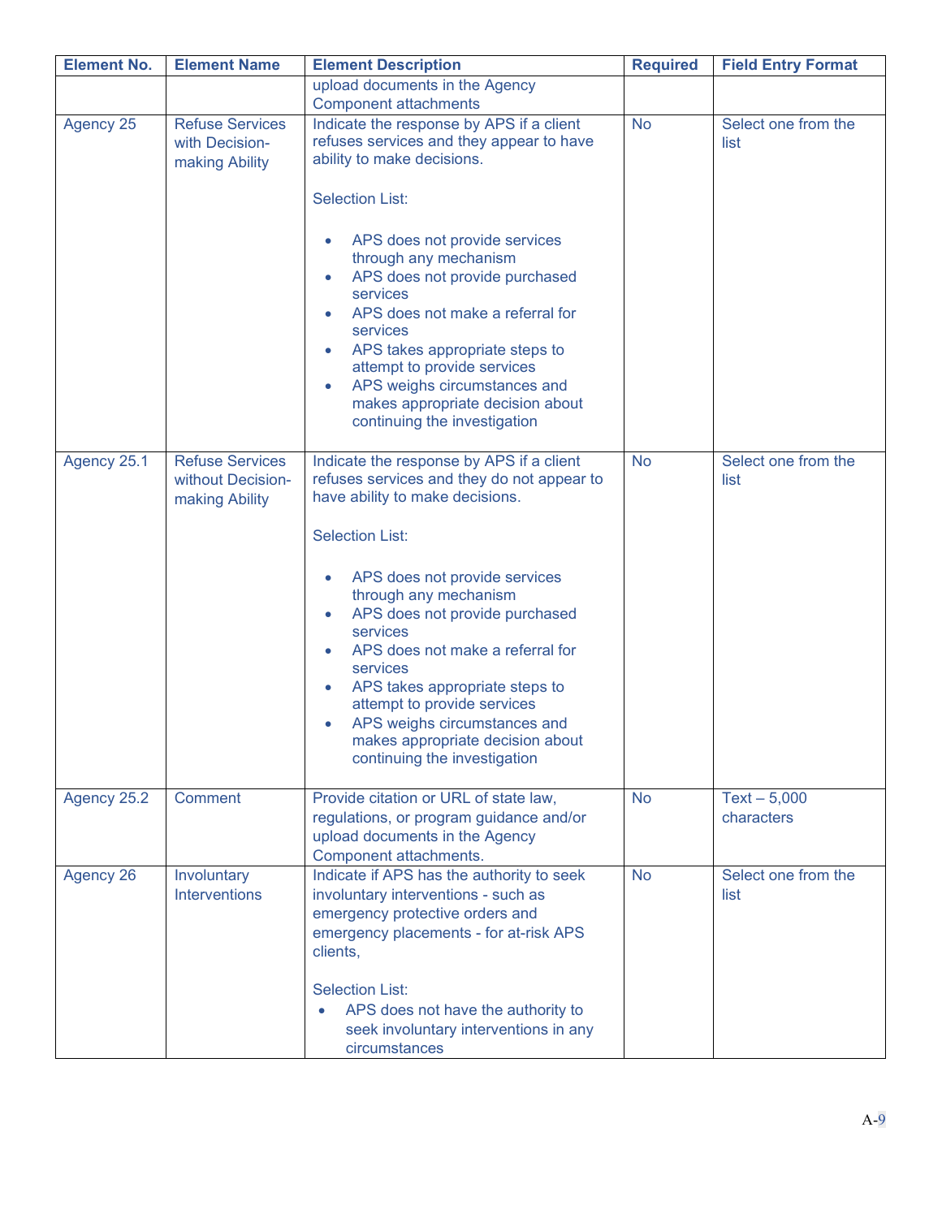| Element No. | Element Name | Element Description | Required | Field Entry Format |
|---|---|---|---|---|
| | | upload documents in the Agency Component attachments | | |
| Agency 25 | Refuse Services with Decision-making Ability | Indicate the response by APS if a client refuses services and they appear to have ability to make decisions.<br><br>Selection List:<br><br>• APS does not provide services through any mechanism<br>• APS does not provide purchased services<br>• APS does not make a referral for services<br>• APS takes appropriate steps to attempt to provide services<br>• APS weighs circumstances and makes appropriate decision about continuing the investigation | No | Select one from the list |
| Agency 25.1 | Refuse Services without Decision-making Ability | Indicate the response by APS if a client refuses services and they do not appear to have ability to make decisions.<br><br>Selection List:<br><br>• APS does not provide services through any mechanism<br>• APS does not provide purchased services<br>• APS does not make a referral for services<br>• APS takes appropriate steps to attempt to provide services<br>• APS weighs circumstances and makes appropriate decision about continuing the investigation | No | Select one from the list |
| Agency 25.2 | Comment | Provide citation or URL of state law, regulations, or program guidance and/or upload documents in the Agency Component attachments. | No | Text – 5,000 characters |
| Agency 26 | Involuntary Interventions | Indicate if APS has the authority to seek involuntary interventions - such as emergency protective orders and emergency placements - for at-risk APS clients,<br><br>Selection List:<br>• APS does not have the authority to seek involuntary interventions in any circumstances | No | Select one from the list |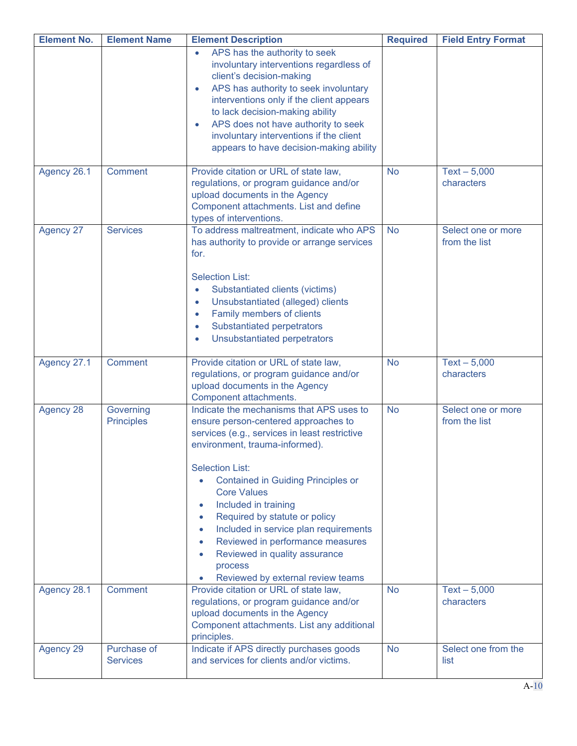| Element No. | Element Name | Element Description | Required | Field Entry Format |
|---|---|---|---|---|
| | | • APS has the authority to seek involuntary interventions regardless of client's decision-making<br>• APS has authority to seek involuntary interventions only if the client appears to lack decision-making ability<br>• APS does not have authority to seek involuntary interventions if the client appears to have decision-making ability | | |
| Agency 26.1 | Comment | Provide citation or URL of state law, regulations, or program guidance and/or upload documents in the Agency Component attachments. List and define types of interventions. | No | Text – 5,000 characters |
| Agency 27 | Services | To address maltreatment, indicate who APS has authority to provide or arrange services for.<br><br>Selection List:<br>• Substantiated clients (victims)<br>• Unsubstantiated (alleged) clients<br>• Family members of clients<br>• Substantiated perpetrators<br>• Unsubstantiated perpetrators | No | Select one or more from the list |
| Agency 27.1 | Comment | Provide citation or URL of state law, regulations, or program guidance and/or upload documents in the Agency Component attachments. | No | Text – 5,000 characters |
| Agency 28 | Governing Principles | Indicate the mechanisms that APS uses to ensure person-centered approaches to services (e.g., services in least restrictive environment, trauma-informed).<br><br>Selection List:<br>• Contained in Guiding Principles or Core Values<br>• Included in training<br>• Required by statute or policy<br>• Included in service plan requirements<br>• Reviewed in performance measures<br>• Reviewed in quality assurance process<br>• Reviewed by external review teams | No | Select one or more from the list |
| Agency 28.1 | Comment | Provide citation or URL of state law, regulations, or program guidance and/or upload documents in the Agency Component attachments. List any additional principles. | No | Text – 5,000 characters |
| Agency 29 | Purchase of Services | Indicate if APS directly purchases goods and services for clients and/or victims. | No | Select one from the list |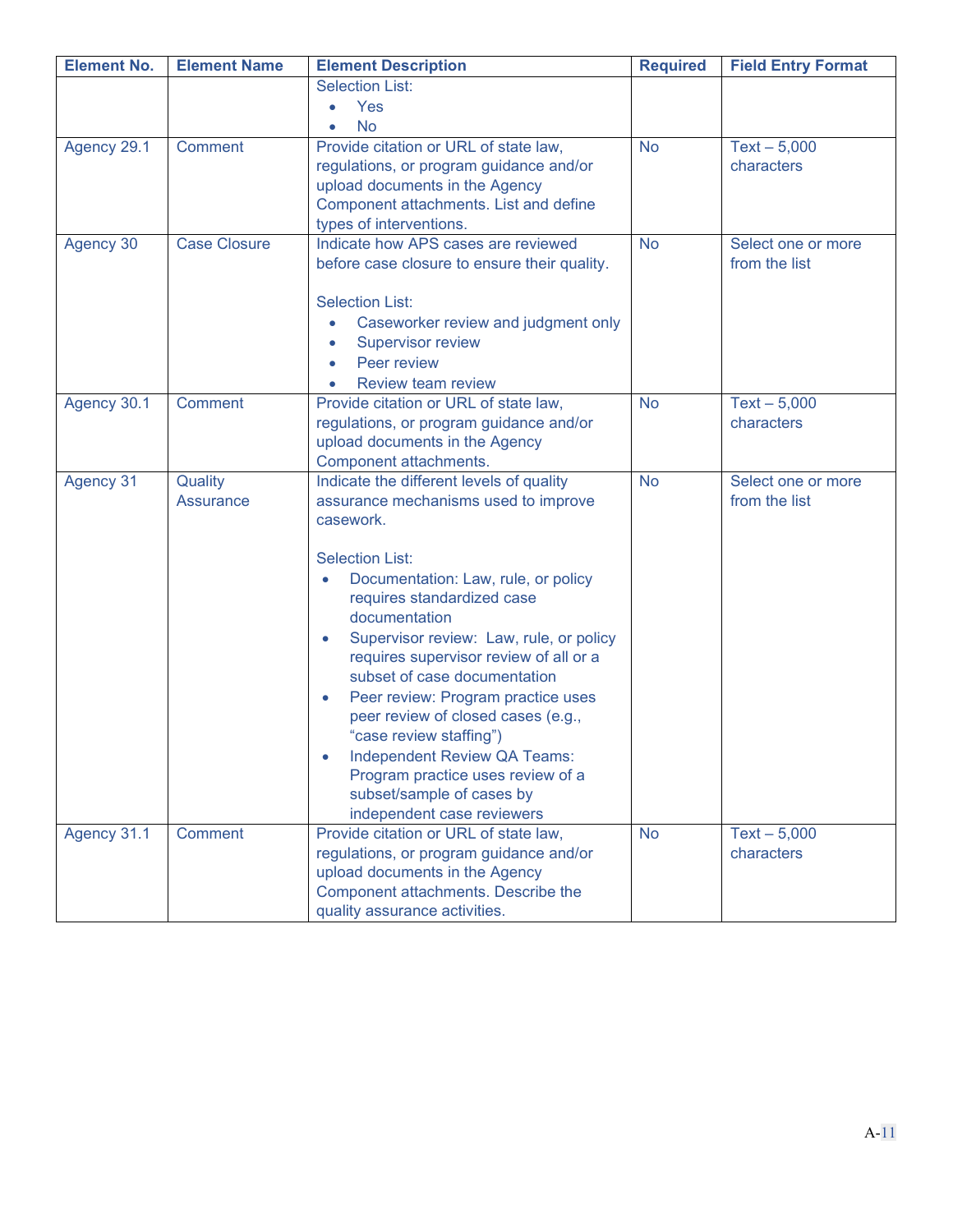| Element No. | Element Name | Element Description | Required | Field Entry Format |
|---|---|---|---|---|
| | | Selection List:<br>• Yes<br>• No | | |
| Agency 29.1 | Comment | Provide citation or URL of state law, regulations, or program guidance and/or upload documents in the Agency Component attachments. List and define types of interventions. | No | Text – 5,000 characters |
| Agency 30 | Case Closure | Indicate how APS cases are reviewed before case closure to ensure their quality.<br><br>Selection List:<br>• Caseworker review and judgment only<br>• Supervisor review<br>• Peer review<br>• Review team review | No | Select one or more from the list |
| Agency 30.1 | Comment | Provide citation or URL of state law, regulations, or program guidance and/or upload documents in the Agency Component attachments. | No | Text – 5,000 characters |
| Agency 31 | Quality Assurance | Indicate the different levels of quality assurance mechanisms used to improve casework.<br><br>Selection List:<br>• Documentation: Law, rule, or policy requires standardized case documentation<br>• Supervisor review: Law, rule, or policy requires supervisor review of all or a subset of case documentation<br>• Peer review: Program practice uses peer review of closed cases (e.g., "case review staffing")<br>• Independent Review QA Teams: Program practice uses review of a subset/sample of cases by independent case reviewers | No | Select one or more from the list |
| Agency 31.1 | Comment | Provide citation or URL of state law, regulations, or program guidance and/or upload documents in the Agency Component attachments. Describe the quality assurance activities. | No | Text – 5,000 characters |